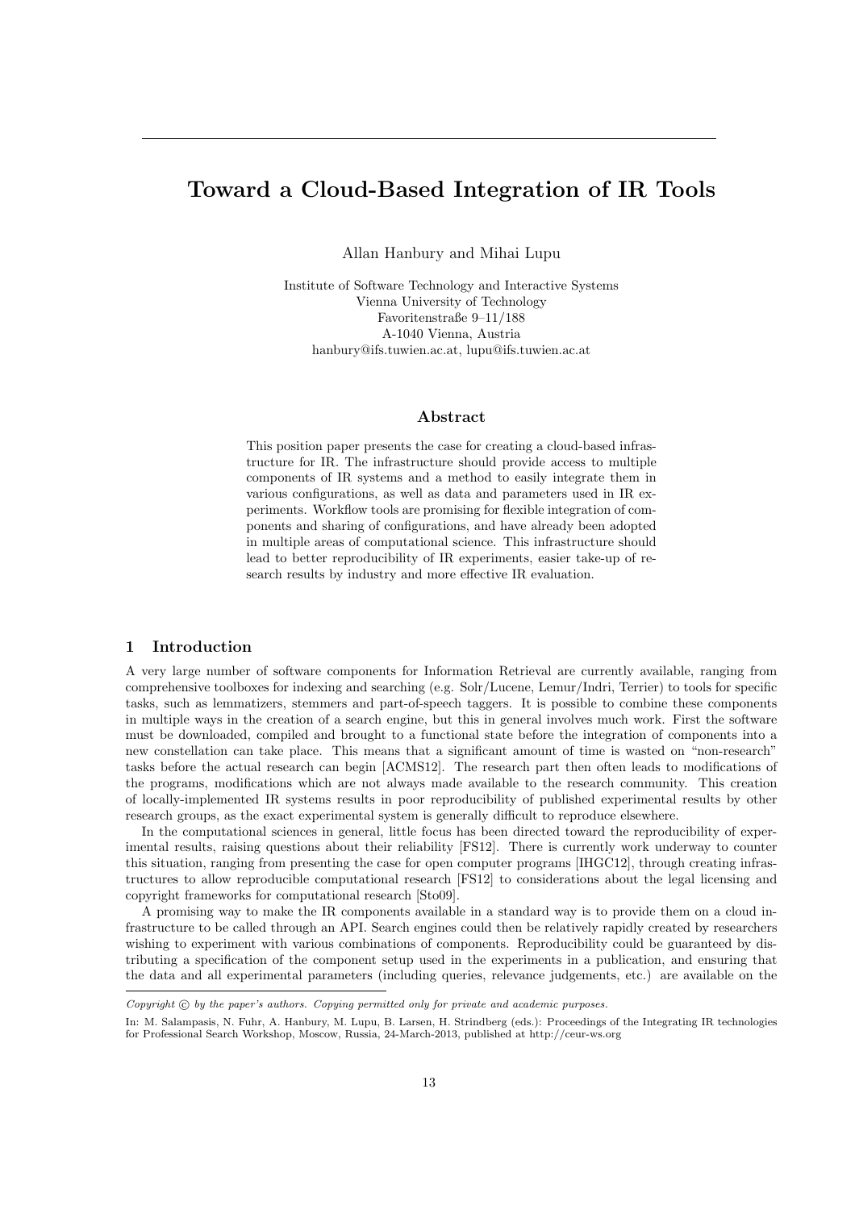# Toward a Cloud-Based Integration of IR Tools

Allan Hanbury and Mihai Lupu

Institute of Software Technology and Interactive Systems
Vienna University of Technology
Favoritenstraße 9–11/188
A-1040 Vienna, Austria
hanbury@ifs.tuwien.ac.at, lupu@ifs.tuwien.ac.at

## Abstract

This position paper presents the case for creating a cloud-based infrastructure for IR. The infrastructure should provide access to multiple components of IR systems and a method to easily integrate them in various configurations, as well as data and parameters used in IR experiments. Workflow tools are promising for flexible integration of components and sharing of configurations, and have already been adopted in multiple areas of computational science. This infrastructure should lead to better reproducibility of IR experiments, easier take-up of research results by industry and more effective IR evaluation.

## 1 Introduction

A very large number of software components for Information Retrieval are currently available, ranging from comprehensive toolboxes for indexing and searching (e.g. Solr/Lucene, Lemur/Indri, Terrier) to tools for specific tasks, such as lemmatizers, stemmers and part-of-speech taggers. It is possible to combine these components in multiple ways in the creation of a search engine, but this in general involves much work. First the software must be downloaded, compiled and brought to a functional state before the integration of components into a new constellation can take place. This means that a significant amount of time is wasted on "non-research" tasks before the actual research can begin [ACMS12]. The research part then often leads to modifications of the programs, modifications which are not always made available to the research community. This creation of locally-implemented IR systems results in poor reproducibility of published experimental results by other research groups, as the exact experimental system is generally difficult to reproduce elsewhere.

In the computational sciences in general, little focus has been directed toward the reproducibility of experimental results, raising questions about their reliability [FS12]. There is currently work underway to counter this situation, ranging from presenting the case for open computer programs [IHGC12], through creating infrastructures to allow reproducible computational research [FS12] to considerations about the legal licensing and copyright frameworks for computational research [Sto09].

A promising way to make the IR components available in a standard way is to provide them on a cloud infrastructure to be called through an API. Search engines could then be relatively rapidly created by researchers wishing to experiment with various combinations of components. Reproducibility could be guaranteed by distributing a specification of the component setup used in the experiments in a publication, and ensuring that the data and all experimental parameters (including queries, relevance judgements, etc.) are available on the

*Copyright © by the paper's authors. Copying permitted only for private and academic purposes.*

In: M. Salampasis, N. Fuhr, A. Hanbury, M. Lupu, B. Larsen, H. Strindberg (eds.): Proceedings of the Integrating IR technologies for Professional Search Workshop, Moscow, Russia, 24-March-2013, published at http://ceur-ws.org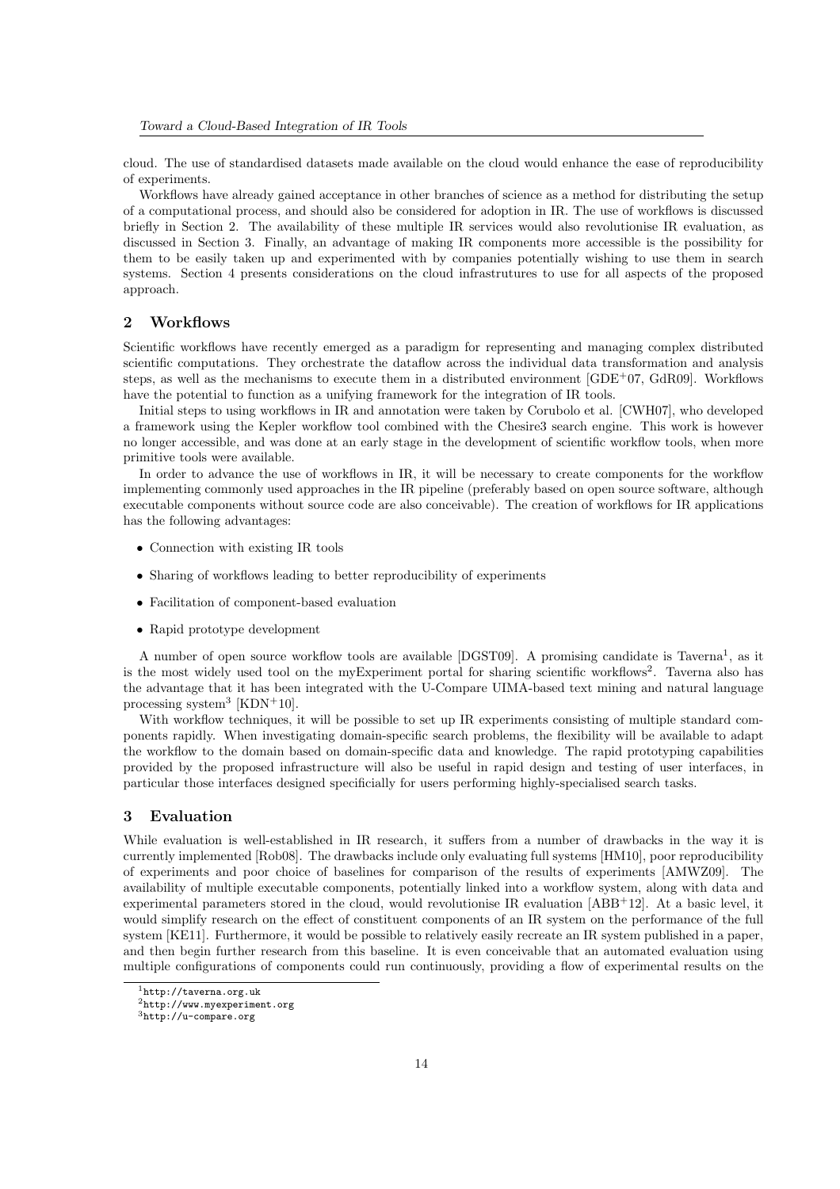cloud. The use of standardised datasets made available on the cloud would enhance the ease of reproducibility of experiments.

Workflows have already gained acceptance in other branches of science as a method for distributing the setup of a computational process, and should also be considered for adoption in IR. The use of workflows is discussed briefly in Section 2. The availability of these multiple IR services would also revolutionise IR evaluation, as discussed in Section 3. Finally, an advantage of making IR components more accessible is the possibility for them to be easily taken up and experimented with by companies potentially wishing to use them in search systems. Section 4 presents considerations on the cloud infrastrutures to use for all aspects of the proposed approach.

## 2 Workflows

Scientific workflows have recently emerged as a paradigm for representing and managing complex distributed scientific computations. They orchestrate the dataflow across the individual data transformation and analysis steps, as well as the mechanisms to execute them in a distributed environment [GDE+07, GdR09]. Workflows have the potential to function as a unifying framework for the integration of IR tools.

Initial steps to using workflows in IR and annotation were taken by Corubolo et al. [CWH07], who developed a framework using the Kepler workflow tool combined with the Chesire3 search engine. This work is however no longer accessible, and was done at an early stage in the development of scientific workflow tools, when more primitive tools were available.

In order to advance the use of workflows in IR, it will be necessary to create components for the workflow implementing commonly used approaches in the IR pipeline (preferably based on open source software, although executable components without source code are also conceivable). The creation of workflows for IR applications has the following advantages:

- Connection with existing IR tools
- Sharing of workflows leading to better reproducibility of experiments
- Facilitation of component-based evaluation
- Rapid prototype development

A number of open source workflow tools are available [DGST09]. A promising candidate is Taverna[1], as it is the most widely used tool on the myExperiment portal for sharing scientific workflows[2]. Taverna also has the advantage that it has been integrated with the U-Compare UIMA-based text mining and natural language processing system[3] [KDN+10].

With workflow techniques, it will be possible to set up IR experiments consisting of multiple standard components rapidly. When investigating domain-specific search problems, the flexibility will be available to adapt the workflow to the domain based on domain-specific data and knowledge. The rapid prototyping capabilities provided by the proposed infrastructure will also be useful in rapid design and testing of user interfaces, in particular those interfaces designed specificially for users performing highly-specialised search tasks.

## 3 Evaluation

While evaluation is well-established in IR research, it suffers from a number of drawbacks in the way it is currently implemented [Rob08]. The drawbacks include only evaluating full systems [HM10], poor reproducibility of experiments and poor choice of baselines for comparison of the results of experiments [AMWZ09]. The availability of multiple executable components, potentially linked into a workflow system, along with data and experimental parameters stored in the cloud, would revolutionise IR evaluation [ABB+12]. At a basic level, it would simplify research on the effect of constituent components of an IR system on the performance of the full system [KE11]. Furthermore, it would be possible to relatively easily recreate an IR system published in a paper, and then begin further research from this baseline. It is even conceivable that an automated evaluation using multiple configurations of components could run continuously, providing a flow of experimental results on the

[1] http://taverna.org.uk

[2] http://www.myexperiment.org

[3] http://u-compare.org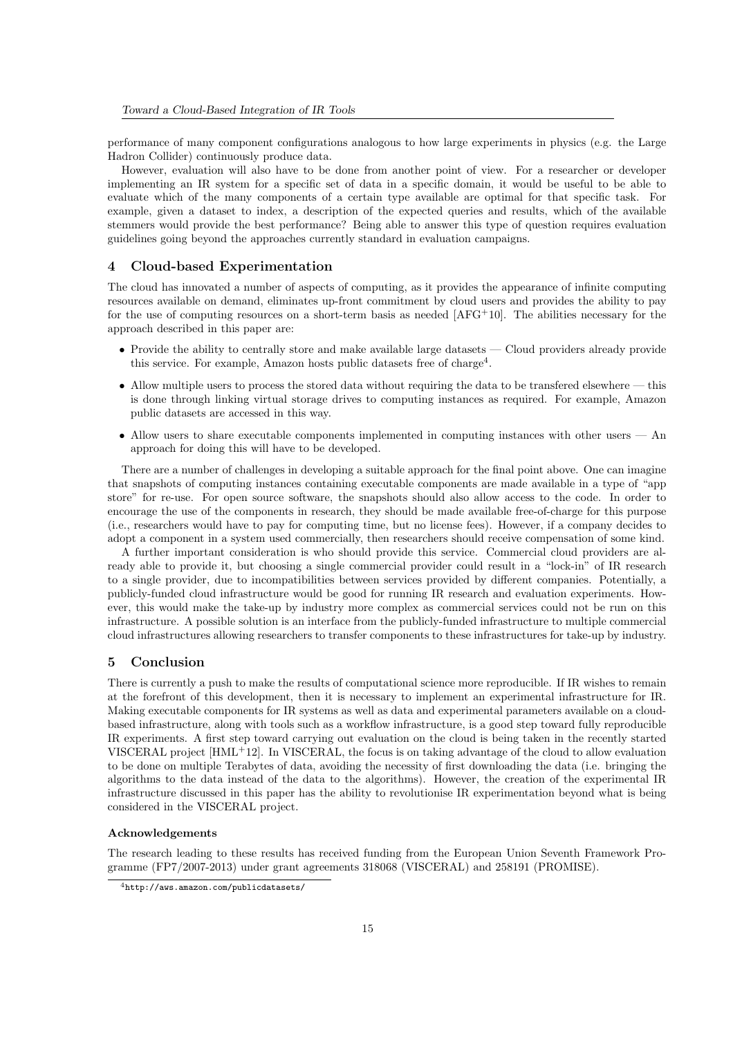performance of many component configurations analogous to how large experiments in physics (e.g. the Large Hadron Collider) continuously produce data.

However, evaluation will also have to be done from another point of view. For a researcher or developer implementing an IR system for a specific set of data in a specific domain, it would be useful to be able to evaluate which of the many components of a certain type available are optimal for that specific task. For example, given a dataset to index, a description of the expected queries and results, which of the available stemmers would provide the best performance? Being able to answer this type of question requires evaluation guidelines going beyond the approaches currently standard in evaluation campaigns.

## 4 Cloud-based Experimentation

The cloud has innovated a number of aspects of computing, as it provides the appearance of infinite computing resources available on demand, eliminates up-front commitment by cloud users and provides the ability to pay for the use of computing resources on a short-term basis as needed [AFG+10]. The abilities necessary for the approach described in this paper are:

- Provide the ability to centrally store and make available large datasets — Cloud providers already provide this service. For example, Amazon hosts public datasets free of charge[4].
- Allow multiple users to process the stored data without requiring the data to be transfered elsewhere — this is done through linking virtual storage drives to computing instances as required. For example, Amazon public datasets are accessed in this way.
- Allow users to share executable components implemented in computing instances with other users — An approach for doing this will have to be developed.

There are a number of challenges in developing a suitable approach for the final point above. One can imagine that snapshots of computing instances containing executable components are made available in a type of "app store" for re-use. For open source software, the snapshots should also allow access to the code. In order to encourage the use of the components in research, they should be made available free-of-charge for this purpose (i.e., researchers would have to pay for computing time, but no license fees). However, if a company decides to adopt a component in a system used commercially, then researchers should receive compensation of some kind.

A further important consideration is who should provide this service. Commercial cloud providers are already able to provide it, but choosing a single commercial provider could result in a "lock-in" of IR research to a single provider, due to incompatibilities between services provided by different companies. Potentially, a publicly-funded cloud infrastructure would be good for running IR research and evaluation experiments. However, this would make the take-up by industry more complex as commercial services could not be run on this infrastructure. A possible solution is an interface from the publicly-funded infrastructure to multiple commercial cloud infrastructures allowing researchers to transfer components to these infrastructures for take-up by industry.

## 5 Conclusion

There is currently a push to make the results of computational science more reproducible. If IR wishes to remain at the forefront of this development, then it is necessary to implement an experimental infrastructure for IR. Making executable components for IR systems as well as data and experimental parameters available on a cloud-based infrastructure, along with tools such as a workflow infrastructure, is a good step toward fully reproducible IR experiments. A first step toward carrying out evaluation on the cloud is being taken in the recently started VISCERAL project [HML+12]. In VISCERAL, the focus is on taking advantage of the cloud to allow evaluation to be done on multiple Terabytes of data, avoiding the necessity of first downloading the data (i.e. bringing the algorithms to the data instead of the data to the algorithms). However, the creation of the experimental IR infrastructure discussed in this paper has the ability to revolutionise IR experimentation beyond what is being considered in the VISCERAL project.

### Acknowledgements

The research leading to these results has received funding from the European Union Seventh Framework Programme (FP7/2007-2013) under grant agreements 318068 (VISCERAL) and 258191 (PROMISE).

[4] http://aws.amazon.com/publicdatasets/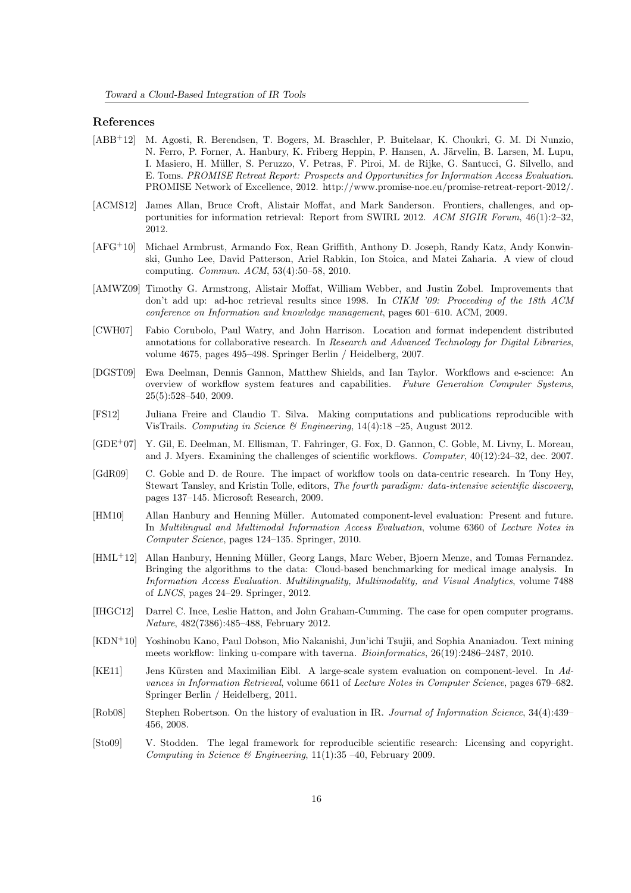## References

[ABB+12] M. Agosti, R. Berendsen, T. Bogers, M. Braschler, P. Buitelaar, K. Choukri, G. M. Di Nunzio, N. Ferro, P. Forner, A. Hanbury, K. Friberg Heppin, P. Hansen, A. Järvelin, B. Larsen, M. Lupu, I. Masiero, H. Müller, S. Peruzzo, V. Petras, F. Piroi, M. de Rijke, G. Santucci, G. Silvello, and E. Toms. *PROMISE Retreat Report: Prospects and Opportunities for Information Access Evaluation*. PROMISE Network of Excellence, 2012. http://www.promise-noe.eu/promise-retreat-report-2012/.

[ACMS12] James Allan, Bruce Croft, Alistair Moffat, and Mark Sanderson. Frontiers, challenges, and opportunities for information retrieval: Report from SWIRL 2012. *ACM SIGIR Forum*, 46(1):2–32, 2012.

[AFG+10] Michael Armbrust, Armando Fox, Rean Griffith, Anthony D. Joseph, Randy Katz, Andy Konwinski, Gunho Lee, David Patterson, Ariel Rabkin, Ion Stoica, and Matei Zaharia. A view of cloud computing. *Commun. ACM*, 53(4):50–58, 2010.

[AMWZ09] Timothy G. Armstrong, Alistair Moffat, William Webber, and Justin Zobel. Improvements that don't add up: ad-hoc retrieval results since 1998. In *CIKM '09: Proceeding of the 18th ACM conference on Information and knowledge management*, pages 601–610. ACM, 2009.

[CWH07] Fabio Corubolo, Paul Watry, and John Harrison. Location and format independent distributed annotations for collaborative research. In *Research and Advanced Technology for Digital Libraries*, volume 4675, pages 495–498. Springer Berlin / Heidelberg, 2007.

[DGST09] Ewa Deelman, Dennis Gannon, Matthew Shields, and Ian Taylor. Workflows and e-science: An overview of workflow system features and capabilities. *Future Generation Computer Systems*, 25(5):528–540, 2009.

[FS12] Juliana Freire and Claudio T. Silva. Making computations and publications reproducible with VisTrails. *Computing in Science & Engineering*, 14(4):18 –25, August 2012.

[GDE+07] Y. Gil, E. Deelman, M. Ellisman, T. Fahringer, G. Fox, D. Gannon, C. Goble, M. Livny, L. Moreau, and J. Myers. Examining the challenges of scientific workflows. *Computer*, 40(12):24–32, dec. 2007.

[GdR09] C. Goble and D. de Roure. The impact of workflow tools on data-centric research. In Tony Hey, Stewart Tansley, and Kristin Tolle, editors, *The fourth paradigm: data-intensive scientific discovery*, pages 137–145. Microsoft Research, 2009.

[HM10] Allan Hanbury and Henning Müller. Automated component-level evaluation: Present and future. In *Multilingual and Multimodal Information Access Evaluation*, volume 6360 of *Lecture Notes in Computer Science*, pages 124–135. Springer, 2010.

[HML+12] Allan Hanbury, Henning Müller, Georg Langs, Marc Weber, Bjoern Menze, and Tomas Fernandez. Bringing the algorithms to the data: Cloud-based benchmarking for medical image analysis. In *Information Access Evaluation. Multilinguality, Multimodality, and Visual Analytics*, volume 7488 of *LNCS*, pages 24–29. Springer, 2012.

[IHGC12] Darrel C. Ince, Leslie Hatton, and John Graham-Cumming. The case for open computer programs. *Nature*, 482(7386):485–488, February 2012.

[KDN+10] Yoshinobu Kano, Paul Dobson, Mio Nakanishi, Jun'ichi Tsujii, and Sophia Ananiadou. Text mining meets workflow: linking u-compare with taverna. *Bioinformatics*, 26(19):2486–2487, 2010.

[KE11] Jens Kürsten and Maximilian Eibl. A large-scale system evaluation on component-level. In *Advances in Information Retrieval*, volume 6611 of *Lecture Notes in Computer Science*, pages 679–682. Springer Berlin / Heidelberg, 2011.

[Rob08] Stephen Robertson. On the history of evaluation in IR. *Journal of Information Science*, 34(4):439–456, 2008.

[Sto09] V. Stodden. The legal framework for reproducible scientific research: Licensing and copyright. *Computing in Science & Engineering*, 11(1):35 –40, February 2009.